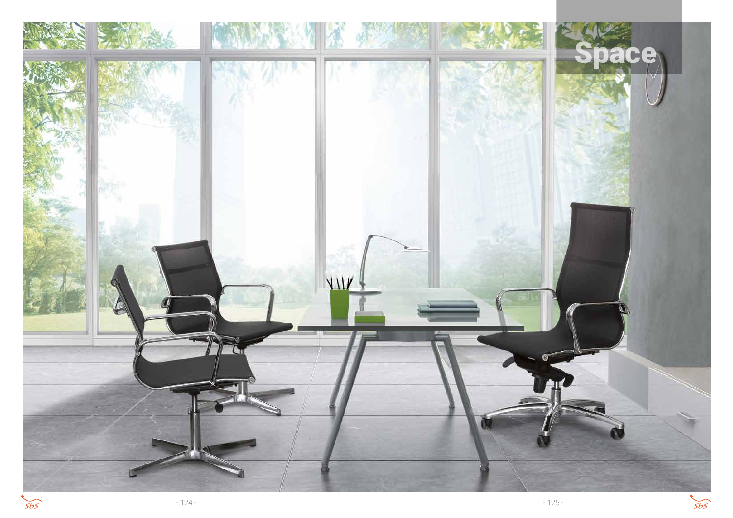# Space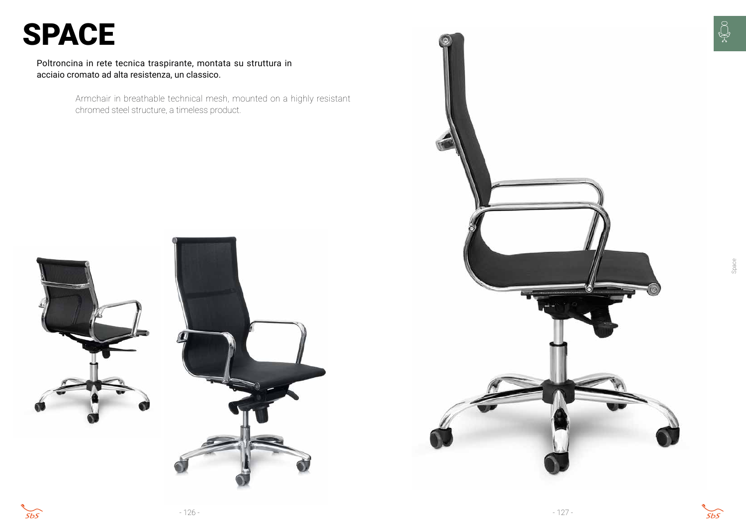# SPACE

Poltroncina in rete tecnica traspirante, montata su struttura in acciaio cromato ad alta resistenza, un classico.

Armchair in breathable technical mesh, mounted on a highly resistant chromed steel structure, a timeless product.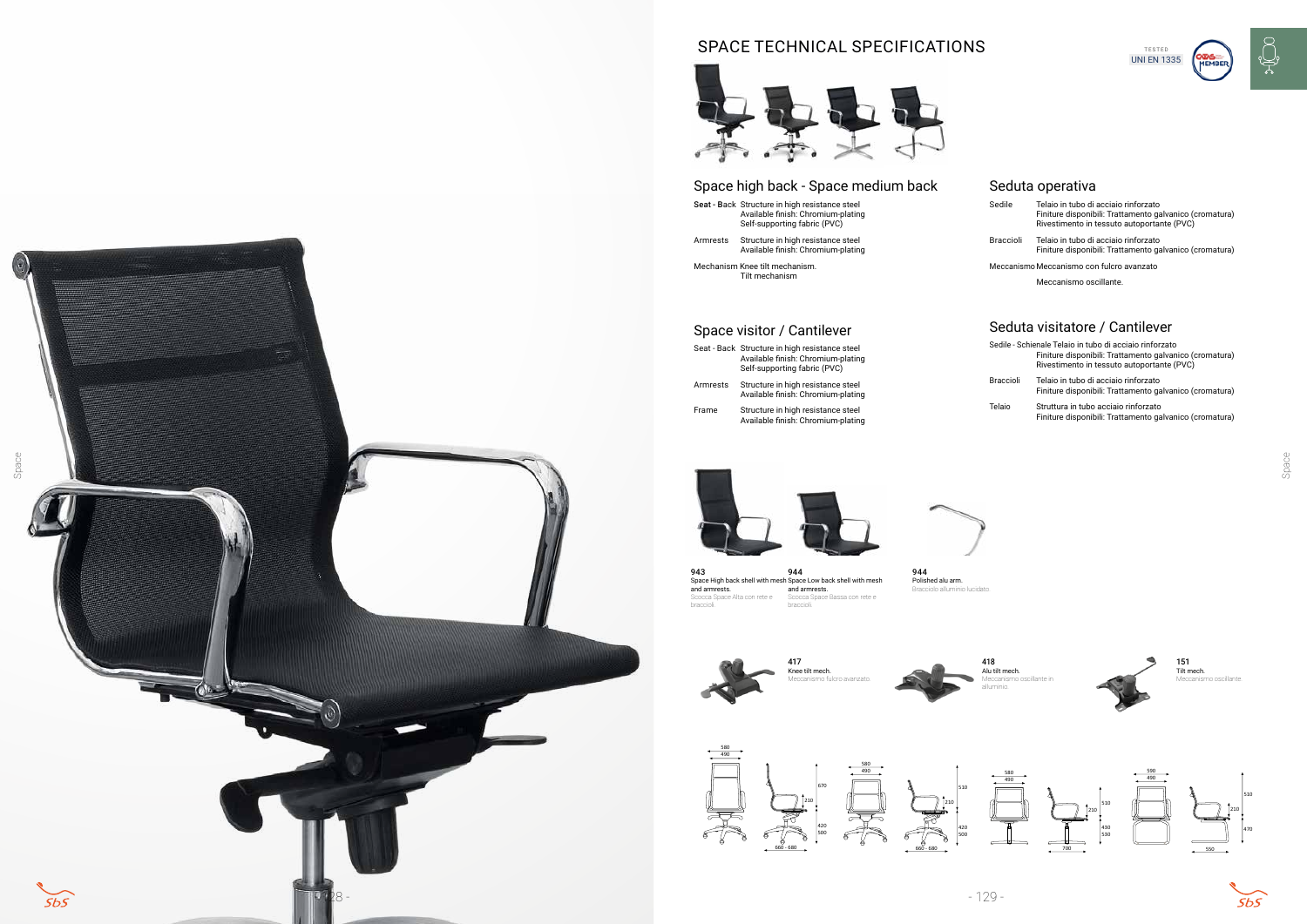# SPACE TECHNICAL SPECIFICATIONS

TESTED
UNI EN 1335

## Space high back - Space medium back

| | |
|---|---|
| **Seat - Back** | Structure in high resistance steel<br>Available finish: Chromium-plating<br>Self-supporting fabric (PVC) |
| Armrests | Structure in high resistance steel<br>Available finish: Chromium-plating |
| Mechanism | Knee tilt mechanism.<br>Tilt mechanism |

## Seduta operativa

| | |
|---|---|
| Sedile | Telaio in tubo di acciaio rinforzato<br>Finiture disponibili: Trattamento galvanico (cromatura)<br>Rivestimento in tessuto autoportante (PVC) |
| Braccioli | Telaio in tubo di acciaio rinforzato<br>Finiture disponibili: Trattamento galvanico (cromatura) |
| Meccanismo | Meccanismo con fulcro avanzato<br>Meccanismo oscillante. |

## Space visitor / Cantilever

| | |
|---|---|
| Seat - Back | Structure in high resistance steel<br>Available finish: Chromium-plating<br>Self-supporting fabric (PVC) |
| Armrests | Structure in high resistance steel<br>Available finish: Chromium-plating |
| Frame | Structure in high resistance steel<br>Available finish: Chromium-plating |

## Seduta visitatore / Cantilever

| | |
|---|---|
| Sedile - Schienale | Telaio in tubo di acciaio rinforzato<br>Finiture disponibili: Trattamento galvanico (cromatura)<br>Rivestimento in tessuto autoportante (PVC) |
| Braccioli | Telaio in tubo di acciaio rinforzato<br>Finiture disponibili: Trattamento galvanico (cromatura) |
| Telaio | Struttura in tubo acciaio rinforzato<br>Finiture disponibili: Trattamento galvanico (cromatura) |

**943**
Space High back shell with mesh and armrests.
Scocca Space Alta con rete e braccioli.

**944**
Space Low back shell with mesh and armrests.
Scocca Space Bassa con rete e braccioli.

**944**
Polished alu arm.
Bracciolo alluminio lucidato.

**417**
Knee tilt mech.
Meccanismo fulcro avanzato

**418**
Alu tilt mech.
Meccanismo oscillante in alluminio.

**151**
Tilt mech.
Meccanismo oscillante

580
490
670
210
420
500
660 - 680

580
490
510
210
420
500
660 - 680

580
490
510
210
430
530
700

590
490
510
210
470
550